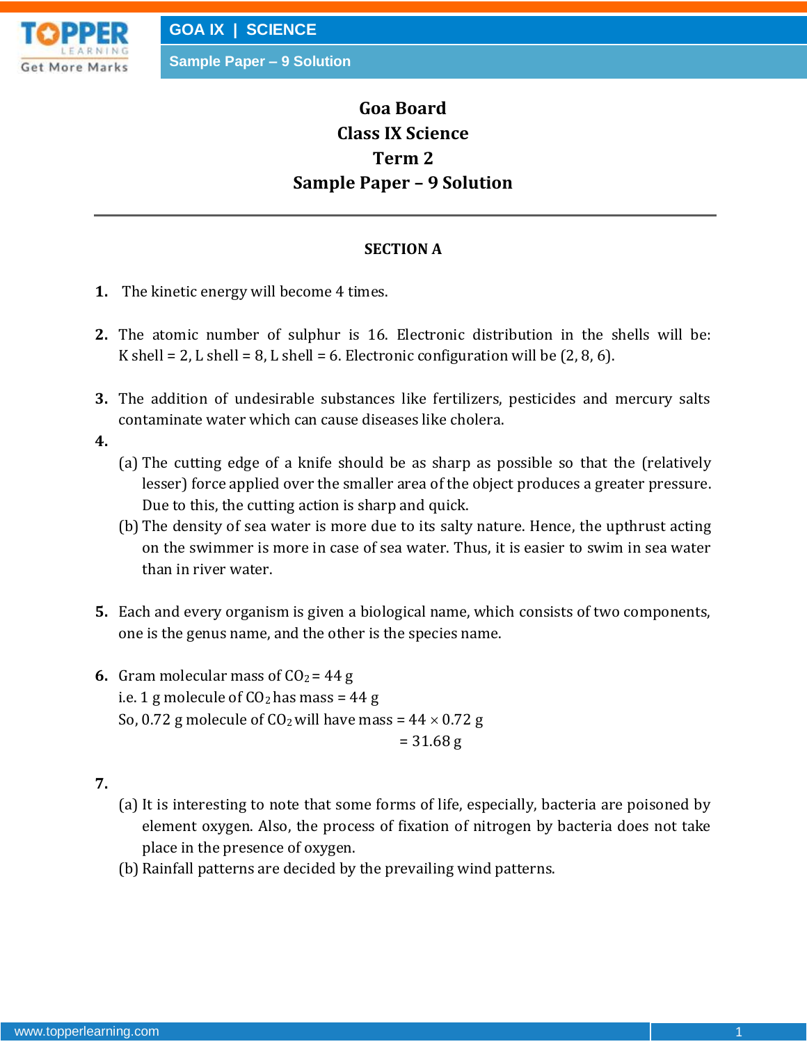# Goa Board
# Class IX Science
# Term 2
# Sample Paper – 9 Solution

---

### SECTION A

**1.** The kinetic energy will become 4 times.

**2.** The atomic number of sulphur is 16. Electronic distribution in the shells will be: K shell = 2, L shell = 8, L shell = 6. Electronic configuration will be (2, 8, 6).

**3.** The addition of undesirable substances like fertilizers, pesticides and mercury salts contaminate water which can cause diseases like cholera.

**4.**

(a) The cutting edge of a knife should be as sharp as possible so that the (relatively lesser) force applied over the smaller area of the object produces a greater pressure. Due to this, the cutting action is sharp and quick.

(b) The density of sea water is more due to its salty nature. Hence, the upthrust acting on the swimmer is more in case of sea water. Thus, it is easier to swim in sea water than in river water.

**5.** Each and every organism is given a biological name, which consists of two components, one is the genus name, and the other is the species name.

**6.** Gram molecular mass of $CO_2$ = 44 g

i.e. 1 g molecule of $CO_2$ has mass = 44 g

So, 0.72 g molecule of $CO_2$ will have mass = $44 \times 0.72$ g

= 31.68 g

**7.**

(a) It is interesting to note that some forms of life, especially, bacteria are poisoned by element oxygen. Also, the process of fixation of nitrogen by bacteria does not take place in the presence of oxygen.

(b) Rainfall patterns are decided by the prevailing wind patterns.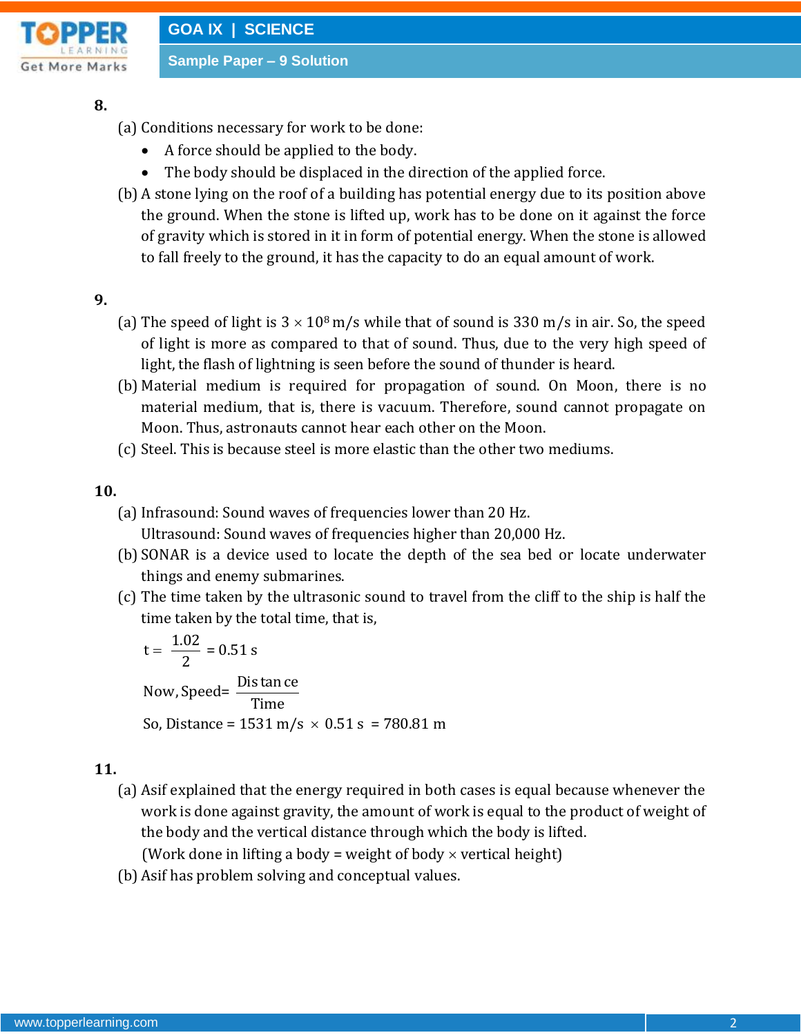**8.**

(a) Conditions necessary for work to be done:

- A force should be applied to the body.
- The body should be displaced in the direction of the applied force.

(b) A stone lying on the roof of a building has potential energy due to its position above the ground. When the stone is lifted up, work has to be done on it against the force of gravity which is stored in it in form of potential energy. When the stone is allowed to fall freely to the ground, it has the capacity to do an equal amount of work.

**9.**

(a) The speed of light is $3 \times 10^8$ m/s while that of sound is 330 m/s in air. So, the speed of light is more as compared to that of sound. Thus, due to the very high speed of light, the flash of lightning is seen before the sound of thunder is heard.

(b) Material medium is required for propagation of sound. On Moon, there is no material medium, that is, there is vacuum. Therefore, sound cannot propagate on Moon. Thus, astronauts cannot hear each other on the Moon.

(c) Steel. This is because steel is more elastic than the other two mediums.

**10.**

(a) Infrasound: Sound waves of frequencies lower than 20 Hz.
Ultrasound: Sound waves of frequencies higher than 20,000 Hz.

(b) SONAR is a device used to locate the depth of the sea bed or locate underwater things and enemy submarines.

(c) The time taken by the ultrasonic sound to travel from the cliff to the ship is half the time taken by the total time, that is,

$$t = \frac{1.02}{2} = 0.51 \text{ s}$$

$$\text{Now, Speed} = \frac{\text{Distance}}{\text{Time}}$$

So, Distance = $1531 \text{ m/s} \times 0.51 \text{ s} = 780.81$ m

**11.**

(a) Asif explained that the energy required in both cases is equal because whenever the work is done against gravity, the amount of work is equal to the product of weight of the body and the vertical distance through which the body is lifted.
(Work done in lifting a body = weight of body $\times$ vertical height)

(b) Asif has problem solving and conceptual values.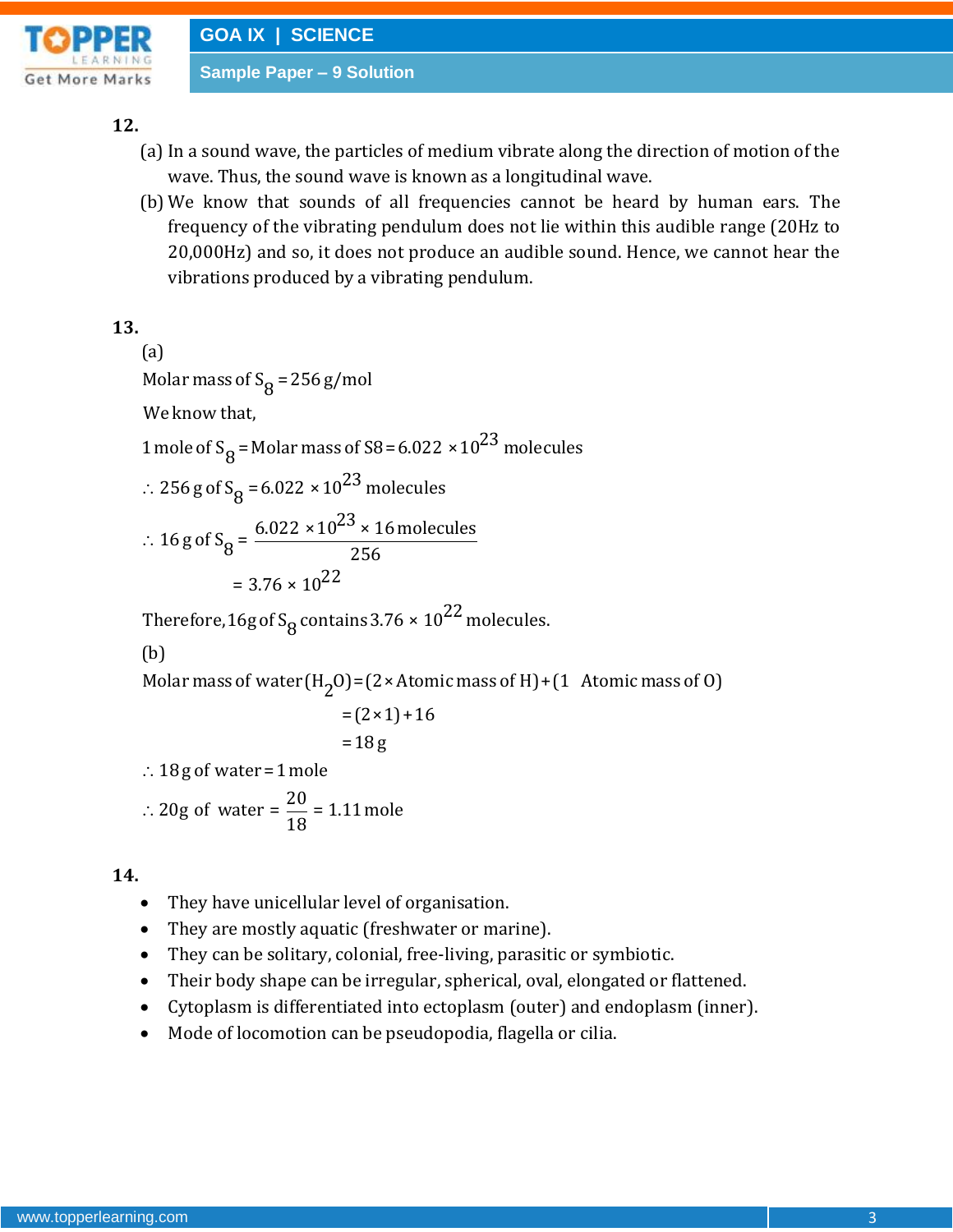**12.**

(a) In a sound wave, the particles of medium vibrate along the direction of motion of the wave. Thus, the sound wave is known as a longitudinal wave.

(b) We know that sounds of all frequencies cannot be heard by human ears. The frequency of the vibrating pendulum does not lie within this audible range (20Hz to 20,000Hz) and so, it does not produce an audible sound. Hence, we cannot hear the vibrations produced by a vibrating pendulum.

**13.**

(a)

Molar mass of $S_8$ = 256 g/mol

We know that,

1 mole of $S_8$ = Molar mass of S8 = $6.022 \times 10^{23}$ molecules

$\therefore$ 256 g of $S_8$ = $6.022 \times 10^{23}$ molecules

$\therefore$ 16 g of $S_8$ = $\dfrac{6.022 \times 10^{23} \times 16 \text{ molecules}}{256}$

$= 3.76 \times 10^{22}$

Therefore, 16g of $S_8$ contains $3.76 \times 10^{22}$ molecules.

(b)

Molar mass of water ($H_2O$) = (2 × Atomic mass of H) + (1 Atomic mass of O)

= (2 × 1) + 16

= 18 g

$\therefore$ 18 g of water = 1 mole

$\therefore$ 20g of water = $\dfrac{20}{18}$ = 1.11 mole

**14.**

- They have unicellular level of organisation.
- They are mostly aquatic (freshwater or marine).
- They can be solitary, colonial, free-living, parasitic or symbiotic.
- Their body shape can be irregular, spherical, oval, elongated or flattened.
- Cytoplasm is differentiated into ectoplasm (outer) and endoplasm (inner).
- Mode of locomotion can be pseudopodia, flagella or cilia.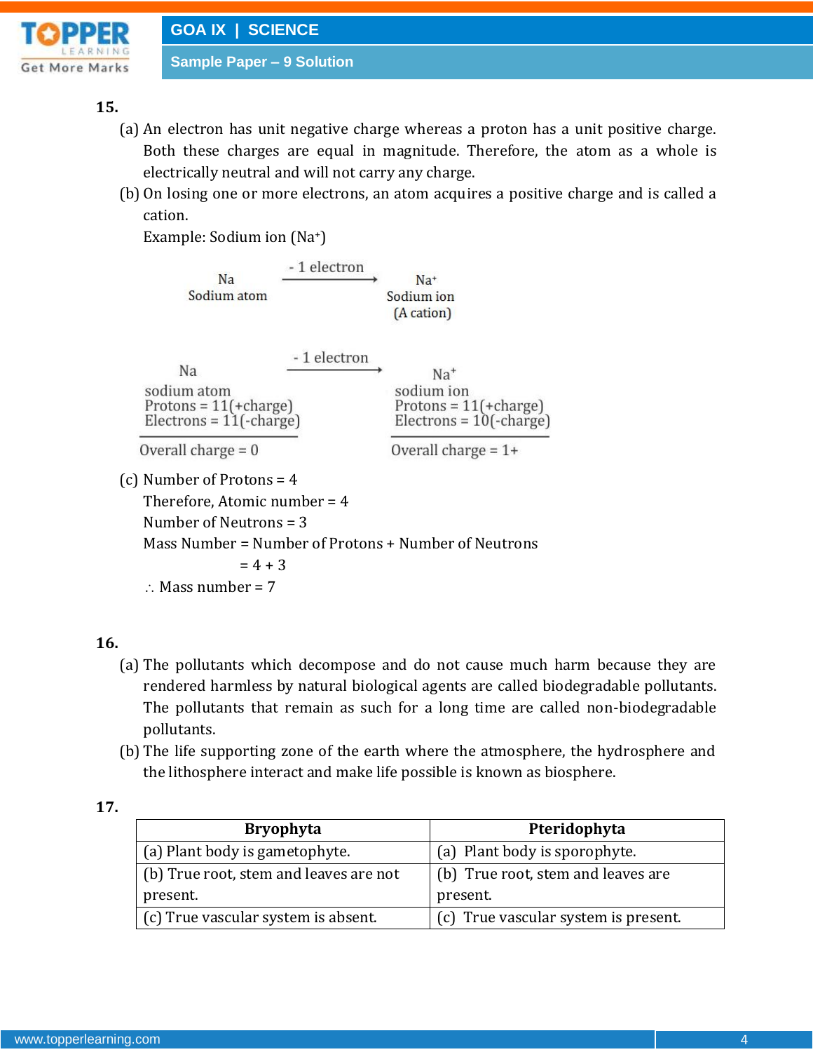**15.**

(a) An electron has unit negative charge whereas a proton has a unit positive charge. Both these charges are equal in magnitude. Therefore, the atom as a whole is electrically neutral and will not carry any charge.

(b) On losing one or more electrons, an atom acquires a positive charge and is called a cation.

Example: Sodium ion ($Na^+$)

$$\underset{\text{Sodium atom}}{Na} \xrightarrow{-\ 1\ \text{electron}} \underset{\substack{\text{Sodium ion} \\ \text{(A cation)}}}{Na^+}$$

| Na | - 1 electron → | $Na^+$ |
|---|---|---|
| sodium atom | | sodium ion |
| Protons = 11(+charge) | | Protons = 11(+charge) |
| Electrons = 11(-charge) | | Electrons = 10(-charge) |
| Overall charge = 0 | | Overall charge = 1+ |

(c) Number of Protons = 4

Therefore, Atomic number = 4

Number of Neutrons = 3

Mass Number = Number of Protons + Number of Neutrons

= 4 + 3

∴ Mass number = 7

**16.**

(a) The pollutants which decompose and do not cause much harm because they are rendered harmless by natural biological agents are called biodegradable pollutants. The pollutants that remain as such for a long time are called non-biodegradable pollutants.

(b) The life supporting zone of the earth where the atmosphere, the hydrosphere and the lithosphere interact and make life possible is known as biosphere.

**17.**

| Bryophyta | Pteridophyta |
|---|---|
| (a) Plant body is gametophyte. | (a) Plant body is sporophyte. |
| (b) True root, stem and leaves are not present. | (b) True root, stem and leaves are present. |
| (c) True vascular system is absent. | (c) True vascular system is present. |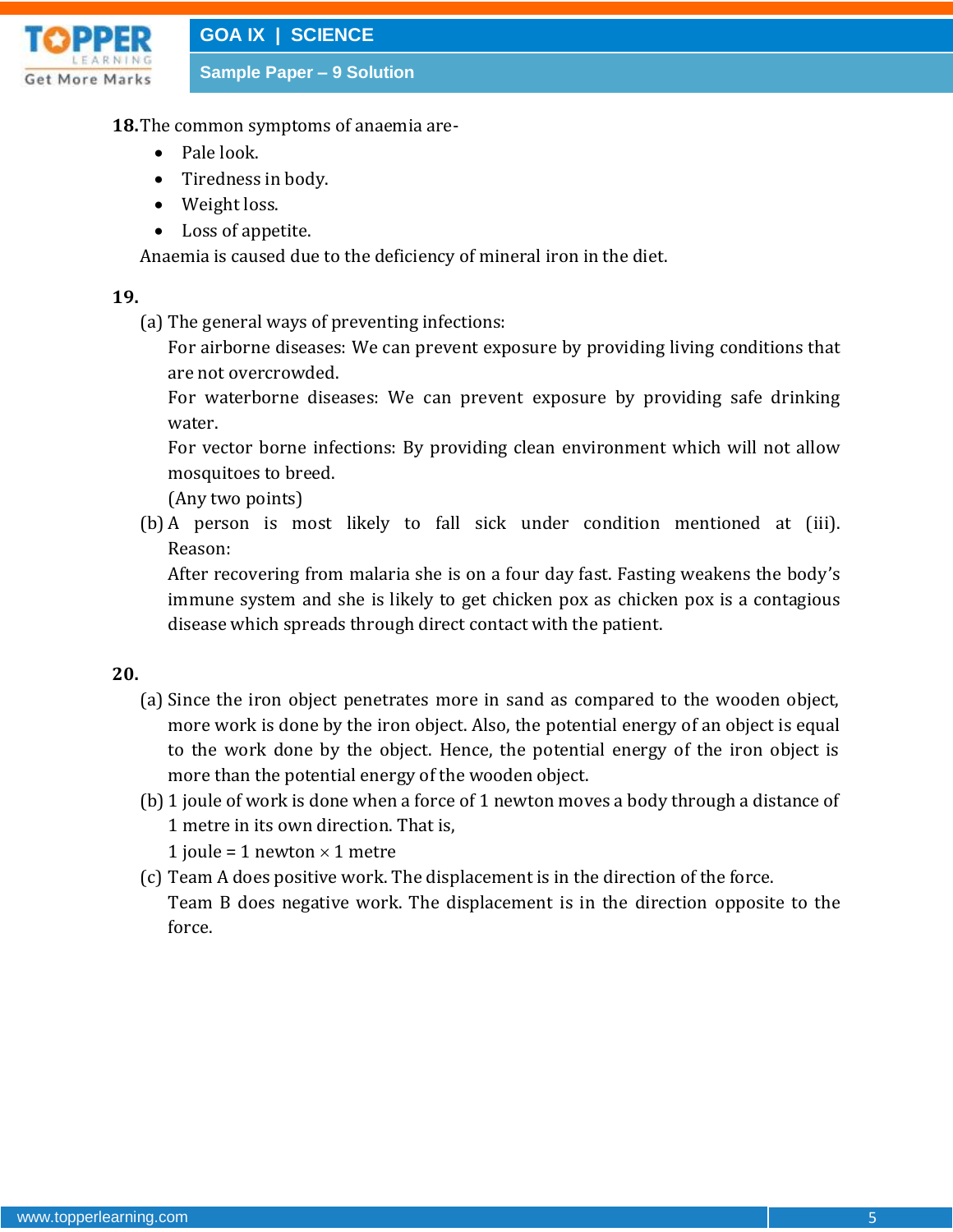**18.** The common symptoms of anaemia are-

- Pale look.
- Tiredness in body.
- Weight loss.
- Loss of appetite.

Anaemia is caused due to the deficiency of mineral iron in the diet.

**19.**

(a) The general ways of preventing infections:

For airborne diseases: We can prevent exposure by providing living conditions that are not overcrowded.

For waterborne diseases: We can prevent exposure by providing safe drinking water.

For vector borne infections: By providing clean environment which will not allow mosquitoes to breed.

(Any two points)

(b) A person is most likely to fall sick under condition mentioned at (iii). Reason:

After recovering from malaria she is on a four day fast. Fasting weakens the body's immune system and she is likely to get chicken pox as chicken pox is a contagious disease which spreads through direct contact with the patient.

**20.**

(a) Since the iron object penetrates more in sand as compared to the wooden object, more work is done by the iron object. Also, the potential energy of an object is equal to the work done by the object. Hence, the potential energy of the iron object is more than the potential energy of the wooden object.

(b) 1 joule of work is done when a force of 1 newton moves a body through a distance of 1 metre in its own direction. That is,

1 joule = 1 newton × 1 metre

(c) Team A does positive work. The displacement is in the direction of the force.

Team B does negative work. The displacement is in the direction opposite to the force.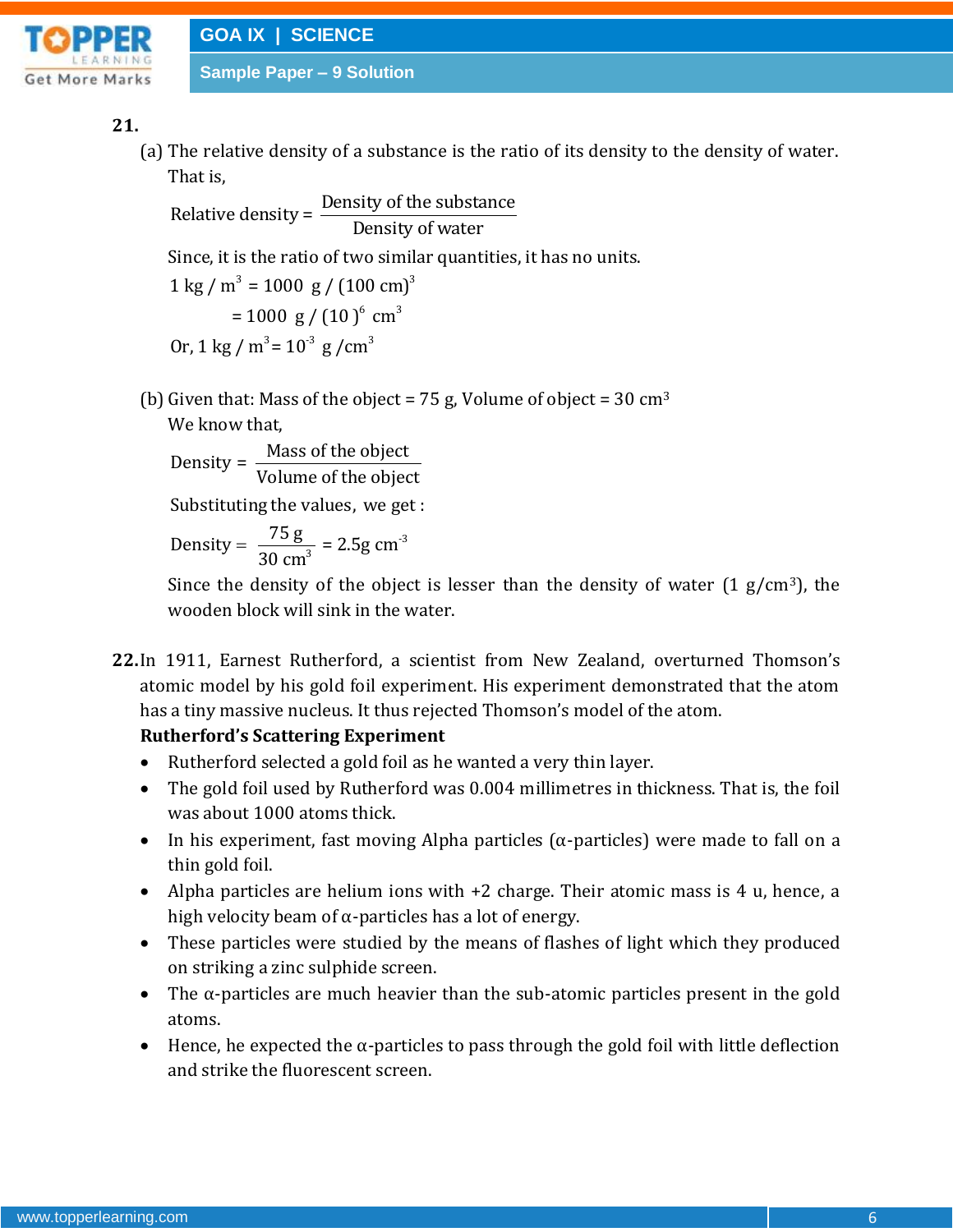**21.**

(a) The relative density of a substance is the ratio of its density to the density of water. That is,

$$\text{Relative density} = \frac{\text{Density of the substance}}{\text{Density of water}}$$

Since, it is the ratio of two similar quantities, it has no units.

$1\ \text{kg}/\text{m}^3 = 1000\ \text{g}/(100\ \text{cm})^3$

$= 1000\ \text{g}/(10)^6\ \text{cm}^3$

Or, $1\ \text{kg}/\text{m}^3 = 10^{-3}\ \text{g}/\text{cm}^3$

(b) Given that: Mass of the object = 75 g, Volume of object = 30 $\text{cm}^3$

We know that,

$$\text{Density} = \frac{\text{Mass of the object}}{\text{Volume of the object}}$$

Substituting the values, we get :

$$\text{Density} = \frac{75\ \text{g}}{30\ \text{cm}^3} = 2.5\text{g cm}^{-3}$$

Since the density of the object is lesser than the density of water (1 g/$\text{cm}^3$), the wooden block will sink in the water.

**22.** In 1911, Earnest Rutherford, a scientist from New Zealand, overturned Thomson's atomic model by his gold foil experiment. His experiment demonstrated that the atom has a tiny massive nucleus. It thus rejected Thomson's model of the atom.

**Rutherford's Scattering Experiment**

- Rutherford selected a gold foil as he wanted a very thin layer.
- The gold foil used by Rutherford was 0.004 millimetres in thickness. That is, the foil was about 1000 atoms thick.
- In his experiment, fast moving Alpha particles (α-particles) were made to fall on a thin gold foil.
- Alpha particles are helium ions with +2 charge. Their atomic mass is 4 u, hence, a high velocity beam of α-particles has a lot of energy.
- These particles were studied by the means of flashes of light which they produced on striking a zinc sulphide screen.
- The α-particles are much heavier than the sub-atomic particles present in the gold atoms.
- Hence, he expected the α-particles to pass through the gold foil with little deflection and strike the fluorescent screen.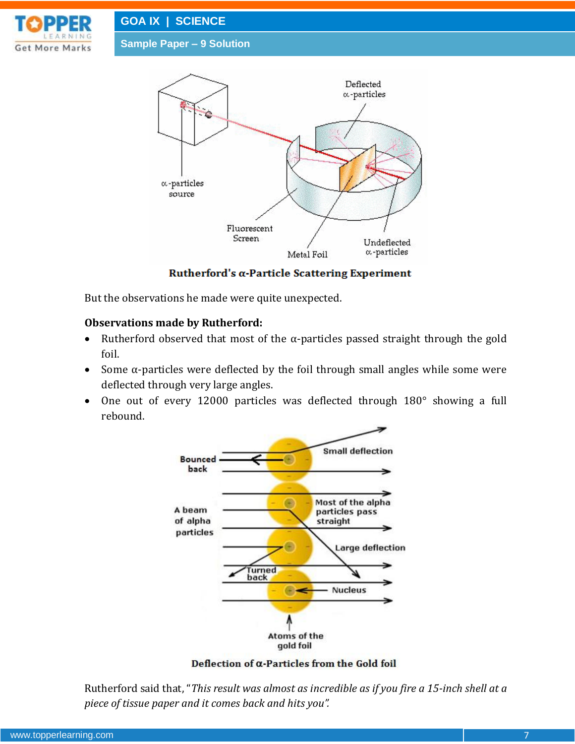**Rutherford's α-Particle Scattering Experiment**

But the observations he made were quite unexpected.

**Observations made by Rutherford:**

- Rutherford observed that most of the α-particles passed straight through the gold foil.
- Some α-particles were deflected by the foil through small angles while some were deflected through very large angles.
- One out of every 12000 particles was deflected through 180° showing a full rebound.

**Deflection of α-Particles from the Gold foil**

Rutherford said that, "*This result was almost as incredible as if you fire a 15-inch shell at a piece of tissue paper and it comes back and hits you".*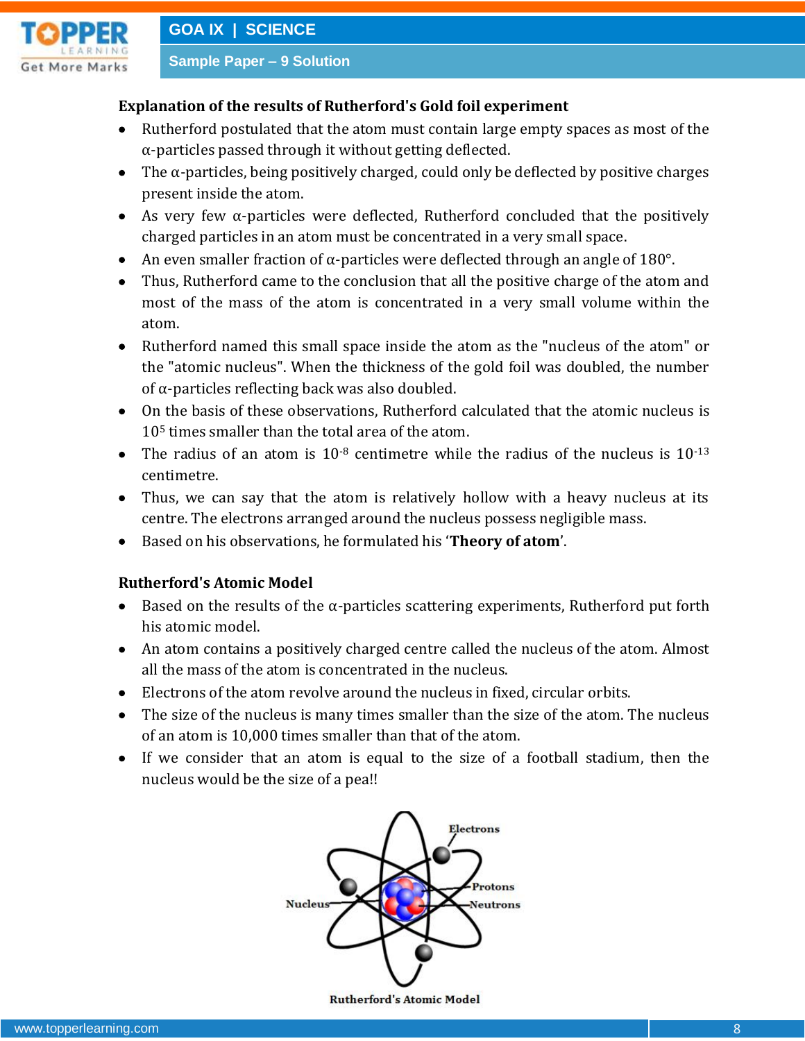### Explanation of the results of Rutherford's Gold foil experiment

- Rutherford postulated that the atom must contain large empty spaces as most of the α-particles passed through it without getting deflected.
- The α-particles, being positively charged, could only be deflected by positive charges present inside the atom.
- As very few α-particles were deflected, Rutherford concluded that the positively charged particles in an atom must be concentrated in a very small space.
- An even smaller fraction of α-particles were deflected through an angle of 180°.
- Thus, Rutherford came to the conclusion that all the positive charge of the atom and most of the mass of the atom is concentrated in a very small volume within the atom.
- Rutherford named this small space inside the atom as the "nucleus of the atom" or the "atomic nucleus". When the thickness of the gold foil was doubled, the number of α-particles reflecting back was also doubled.
- On the basis of these observations, Rutherford calculated that the atomic nucleus is $10^5$ times smaller than the total area of the atom.
- The radius of an atom is $10^{-8}$ centimetre while the radius of the nucleus is $10^{-13}$ centimetre.
- Thus, we can say that the atom is relatively hollow with a heavy nucleus at its centre. The electrons arranged around the nucleus possess negligible mass.
- Based on his observations, he formulated his '**Theory of atom**'.

### Rutherford's Atomic Model

- Based on the results of the α-particles scattering experiments, Rutherford put forth his atomic model.
- An atom contains a positively charged centre called the nucleus of the atom. Almost all the mass of the atom is concentrated in the nucleus.
- Electrons of the atom revolve around the nucleus in fixed, circular orbits.
- The size of the nucleus is many times smaller than the size of the atom. The nucleus of an atom is 10,000 times smaller than that of the atom.
- If we consider that an atom is equal to the size of a football stadium, then the nucleus would be the size of a pea!!

Electrons

Protons

Nucleus

Neutrons

Rutherford's Atomic Model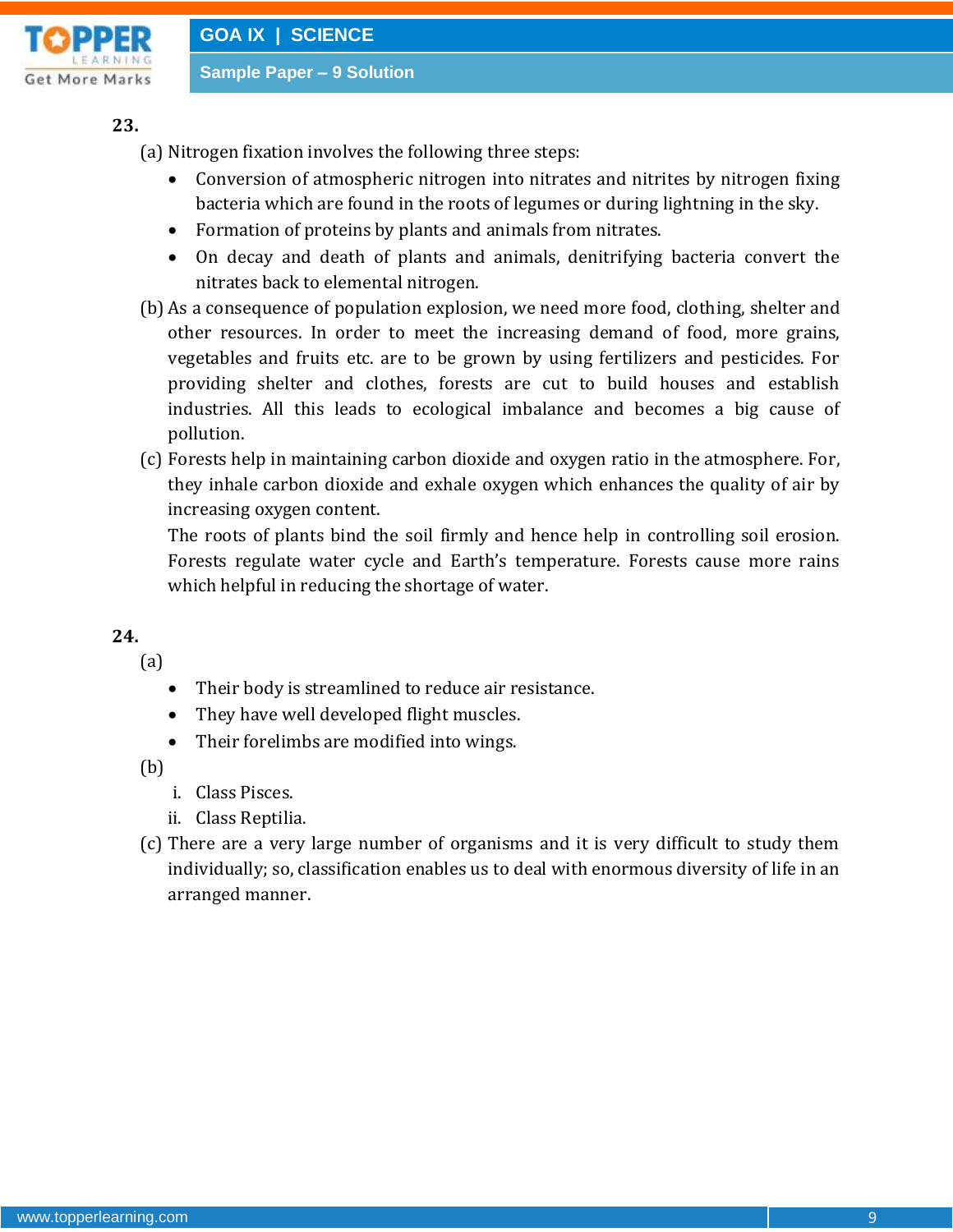**23.**

(a) Nitrogen fixation involves the following three steps:

- Conversion of atmospheric nitrogen into nitrates and nitrites by nitrogen fixing bacteria which are found in the roots of legumes or during lightning in the sky.
- Formation of proteins by plants and animals from nitrates.
- On decay and death of plants and animals, denitrifying bacteria convert the nitrates back to elemental nitrogen.

(b) As a consequence of population explosion, we need more food, clothing, shelter and other resources. In order to meet the increasing demand of food, more grains, vegetables and fruits etc. are to be grown by using fertilizers and pesticides. For providing shelter and clothes, forests are cut to build houses and establish industries. All this leads to ecological imbalance and becomes a big cause of pollution.

(c) Forests help in maintaining carbon dioxide and oxygen ratio in the atmosphere. For, they inhale carbon dioxide and exhale oxygen which enhances the quality of air by increasing oxygen content.
The roots of plants bind the soil firmly and hence help in controlling soil erosion. Forests regulate water cycle and Earth's temperature. Forests cause more rains which helpful in reducing the shortage of water.

**24.**

(a)

- Their body is streamlined to reduce air resistance.
- They have well developed flight muscles.
- Their forelimbs are modified into wings.

(b)

i. Class Pisces.
ii. Class Reptilia.

(c) There are a very large number of organisms and it is very difficult to study them individually; so, classification enables us to deal with enormous diversity of life in an arranged manner.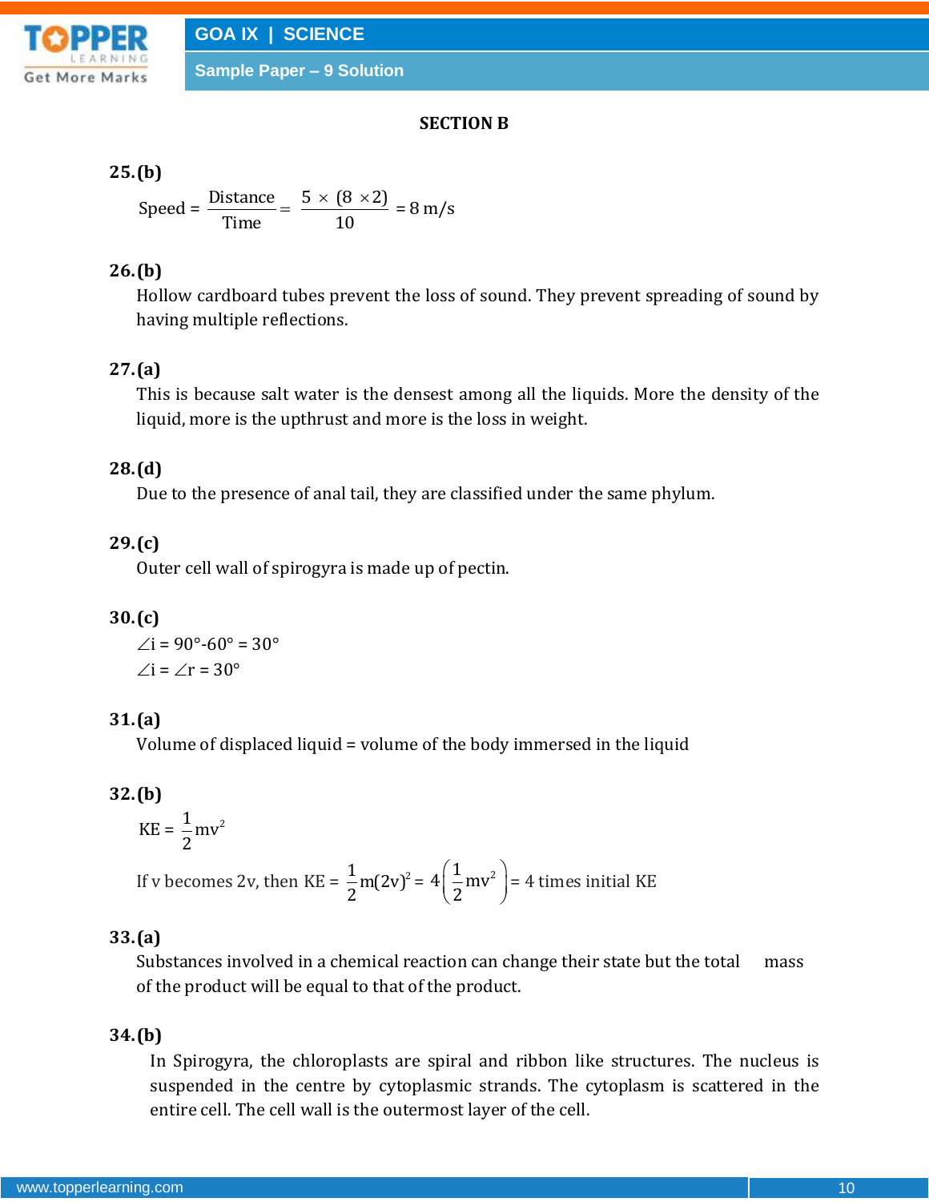## SECTION B

**25. (b)**

$$\text{Speed} = \frac{\text{Distance}}{\text{Time}} = \frac{5 \times (8 \times 2)}{10} = 8 \text{ m/s}$$

**26. (b)**

Hollow cardboard tubes prevent the loss of sound. They prevent spreading of sound by having multiple reflections.

**27. (a)**

This is because salt water is the densest among all the liquids. More the density of the liquid, more is the upthrust and more is the loss in weight.

**28. (d)**

Due to the presence of anal tail, they are classified under the same phylum.

**29. (c)**

Outer cell wall of spirogyra is made up of pectin.

**30. (c)**

$\angle i = 90° - 60° = 30°$

$\angle i = \angle r = 30°$

**31. (a)**

Volume of displaced liquid = volume of the body immersed in the liquid

**32. (b)**

$$\text{KE} = \frac{1}{2}mv^2$$

If v becomes 2v, then $\text{KE} = \frac{1}{2}m(2v)^2 = 4\left(\frac{1}{2}mv^2\right)$ = 4 times initial KE

**33. (a)**

Substances involved in a chemical reaction can change their state but the total mass of the product will be equal to that of the product.

**34. (b)**

In Spirogyra, the chloroplasts are spiral and ribbon like structures. The nucleus is suspended in the centre by cytoplasmic strands. The cytoplasm is scattered in the entire cell. The cell wall is the outermost layer of the cell.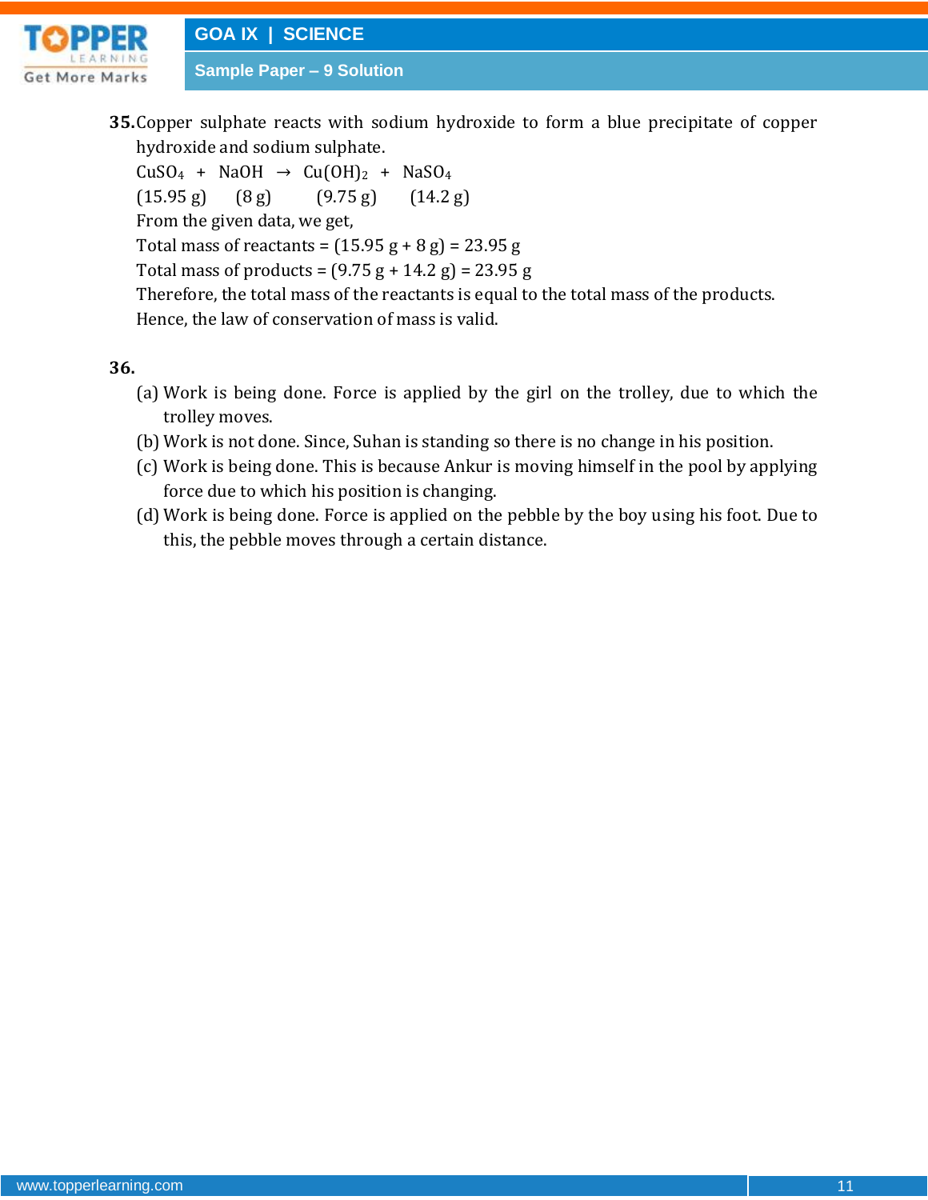**35.** Copper sulphate reacts with sodium hydroxide to form a blue precipitate of copper hydroxide and sodium sulphate.

$CuSO_4$ + $NaOH$ → $Cu(OH)_2$ + $NaSO_4$

(15.95 g) (8 g) (9.75 g) (14.2 g)

From the given data, we get,

Total mass of reactants = (15.95 g + 8 g) = 23.95 g

Total mass of products = (9.75 g + 14.2 g) = 23.95 g

Therefore, the total mass of the reactants is equal to the total mass of the products.

Hence, the law of conservation of mass is valid.

**36.**

(a) Work is being done. Force is applied by the girl on the trolley, due to which the trolley moves.

(b) Work is not done. Since, Suhan is standing so there is no change in his position.

(c) Work is being done. This is because Ankur is moving himself in the pool by applying force due to which his position is changing.

(d) Work is being done. Force is applied on the pebble by the boy using his foot. Due to this, the pebble moves through a certain distance.